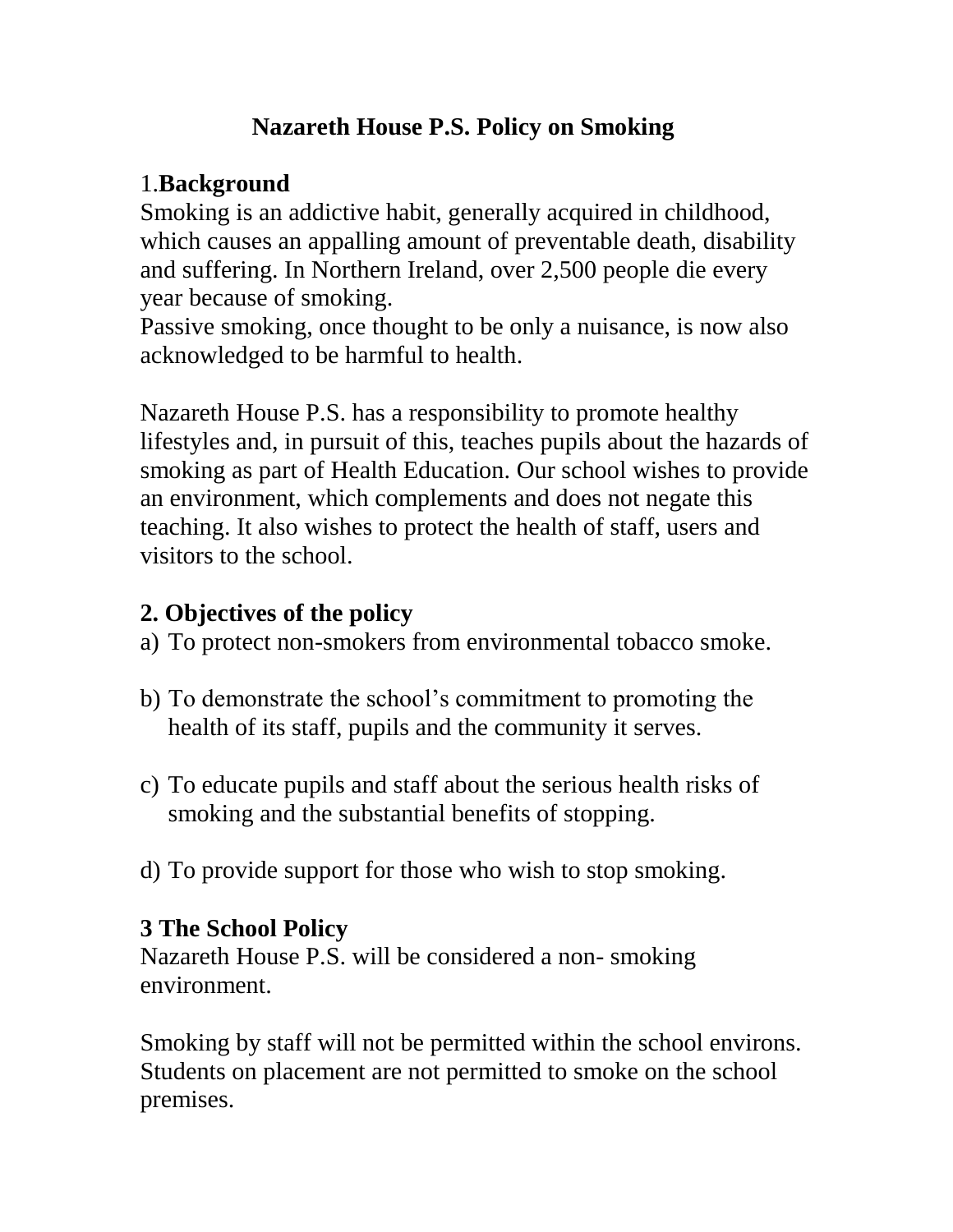# Nazareth House P.S. Policy on Smoking

## 1. Background

Smoking is an addictive habit, generally acquired in childhood, which causes an appalling amount of preventable death, disability and suffering. In Northern Ireland, over 2,500 people die every year because of smoking.
Passive smoking, once thought to be only a nuisance, is now also acknowledged to be harmful to health.

Nazareth House P.S. has a responsibility to promote healthy lifestyles and, in pursuit of this, teaches pupils about the hazards of smoking as part of Health Education. Our school wishes to provide an environment, which complements and does not negate this teaching. It also wishes to protect the health of staff, users and visitors to the school.

## 2. Objectives of the policy

a) To protect non-smokers from environmental tobacco smoke.

b) To demonstrate the school's commitment to promoting the health of its staff, pupils and the community it serves.

c) To educate pupils and staff about the serious health risks of smoking and the substantial benefits of stopping.

d) To provide support for those who wish to stop smoking.

## 3 The School Policy

Nazareth House P.S. will be considered a non- smoking environment.

Smoking by staff will not be permitted within the school environs. Students on placement are not permitted to smoke on the school premises.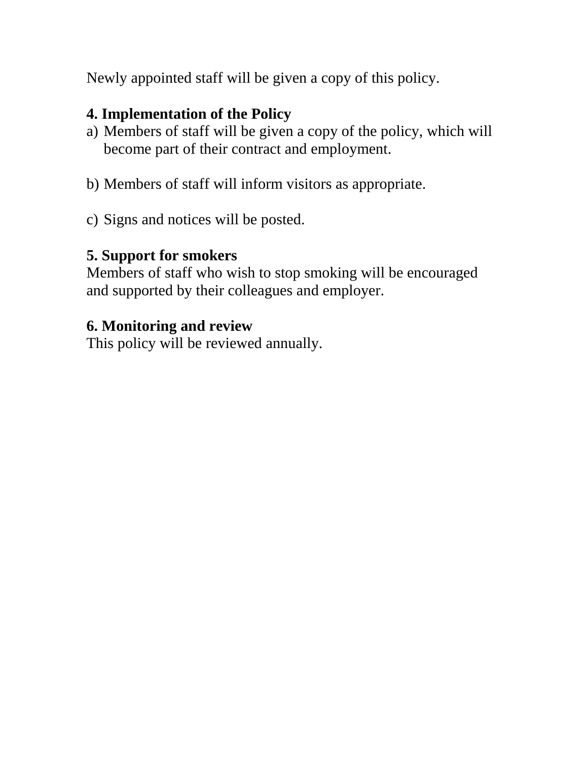Newly appointed staff will be given a copy of this policy.

**4. Implementation of the Policy**

a) Members of staff will be given a copy of the policy, which will become part of their contract and employment.

b) Members of staff will inform visitors as appropriate.

c) Signs and notices will be posted.

**5. Support for smokers**

Members of staff who wish to stop smoking will be encouraged and supported by their colleagues and employer.

**6. Monitoring and review**

This policy will be reviewed annually.